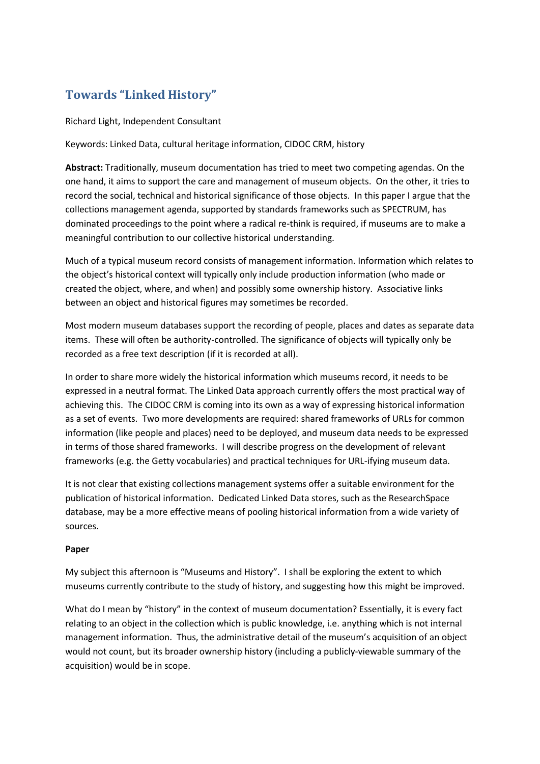# Towards "Linked History"

Richard Light, Independent Consultant

Keywords: Linked Data, cultural heritage information, CIDOC CRM, history

**Abstract:** Traditionally, museum documentation has tried to meet two competing agendas. On the one hand, it aims to support the care and management of museum objects. On the other, it tries to record the social, technical and historical significance of those objects. In this paper I argue that the collections management agenda, supported by standards frameworks such as SPECTRUM, has dominated proceedings to the point where a radical re-think is required, if museums are to make a meaningful contribution to our collective historical understanding.

Much of a typical museum record consists of management information. Information which relates to the object's historical context will typically only include production information (who made or created the object, where, and when) and possibly some ownership history. Associative links between an object and historical figures may sometimes be recorded.

Most modern museum databases support the recording of people, places and dates as separate data items. These will often be authority-controlled. The significance of objects will typically only be recorded as a free text description (if it is recorded at all).

In order to share more widely the historical information which museums record, it needs to be expressed in a neutral format. The Linked Data approach currently offers the most practical way of achieving this. The CIDOC CRM is coming into its own as a way of expressing historical information as a set of events. Two more developments are required: shared frameworks of URLs for common information (like people and places) need to be deployed, and museum data needs to be expressed in terms of those shared frameworks. I will describe progress on the development of relevant frameworks (e.g. the Getty vocabularies) and practical techniques for URL-ifying museum data.

It is not clear that existing collections management systems offer a suitable environment for the publication of historical information. Dedicated Linked Data stores, such as the ResearchSpace database, may be a more effective means of pooling historical information from a wide variety of sources.

**Paper**

My subject this afternoon is "Museums and History". I shall be exploring the extent to which museums currently contribute to the study of history, and suggesting how this might be improved.

What do I mean by "history" in the context of museum documentation? Essentially, it is every fact relating to an object in the collection which is public knowledge, i.e. anything which is not internal management information. Thus, the administrative detail of the museum's acquisition of an object would not count, but its broader ownership history (including a publicly-viewable summary of the acquisition) would be in scope.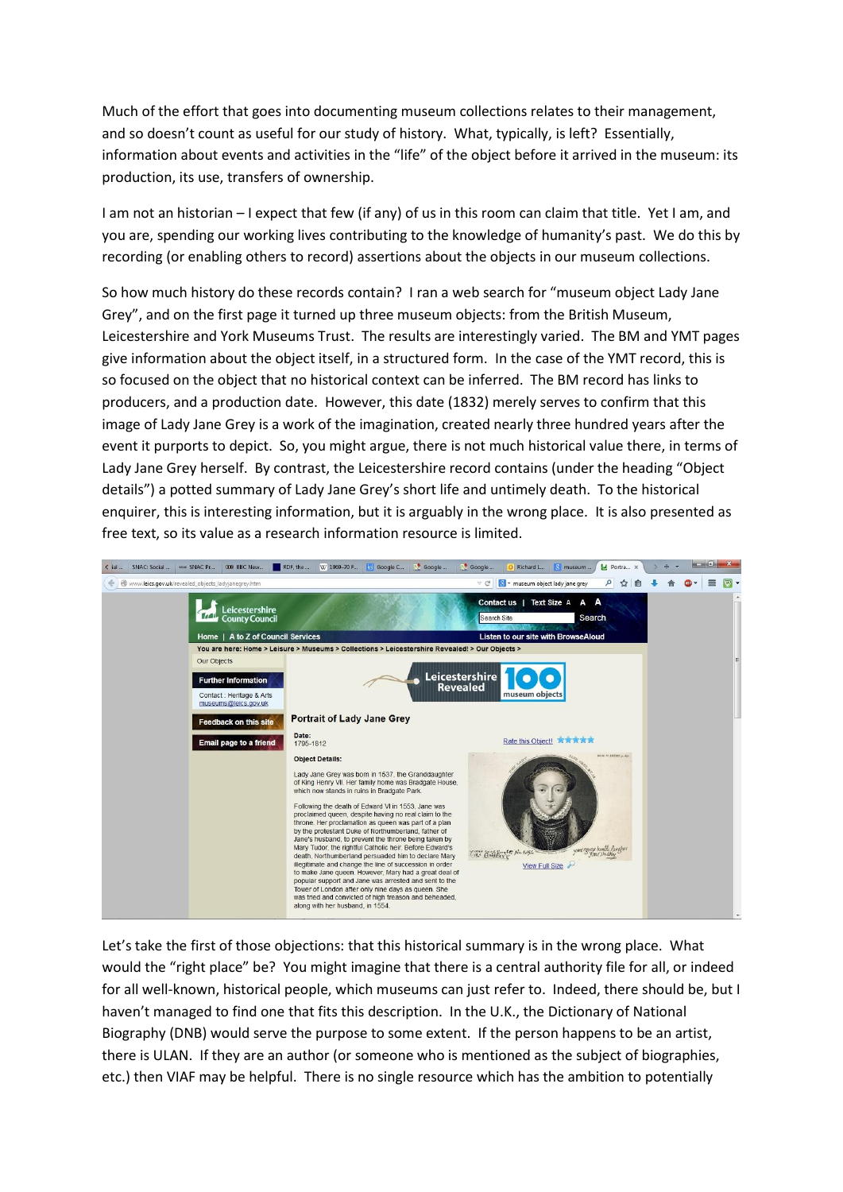Much of the effort that goes into documenting museum collections relates to their management, and so doesn't count as useful for our study of history. What, typically, is left? Essentially, information about events and activities in the "life" of the object before it arrived in the museum: its production, its use, transfers of ownership.

I am not an historian – I expect that few (if any) of us in this room can claim that title. Yet I am, and you are, spending our working lives contributing to the knowledge of humanity's past. We do this by recording (or enabling others to record) assertions about the objects in our museum collections.

So how much history do these records contain? I ran a web search for "museum object Lady Jane Grey", and on the first page it turned up three museum objects: from the British Museum, Leicestershire and York Museums Trust. The results are interestingly varied. The BM and YMT pages give information about the object itself, in a structured form. In the case of the YMT record, this is so focused on the object that no historical context can be inferred. The BM record has links to producers, and a production date. However, this date (1832) merely serves to confirm that this image of Lady Jane Grey is a work of the imagination, created nearly three hundred years after the event it purports to depict. So, you might argue, there is not much historical value there, in terms of Lady Jane Grey herself. By contrast, the Leicestershire record contains (under the heading "Object details") a potted summary of Lady Jane Grey's short life and untimely death. To the historical enquirer, this is interesting information, but it is arguably in the wrong place. It is also presented as free text, so its value as a research information resource is limited.

Let's take the first of those objections: that this historical summary is in the wrong place. What would the "right place" be? You might imagine that there is a central authority file for all, or indeed for all well-known, historical people, which museums can just refer to. Indeed, there should be, but I haven't managed to find one that fits this description. In the U.K., the Dictionary of National Biography (DNB) would serve the purpose to some extent. If the person happens to be an artist, there is ULAN. If they are an author (or someone who is mentioned as the subject of biographies, etc.) then VIAF may be helpful. There is no single resource which has the ambition to potentially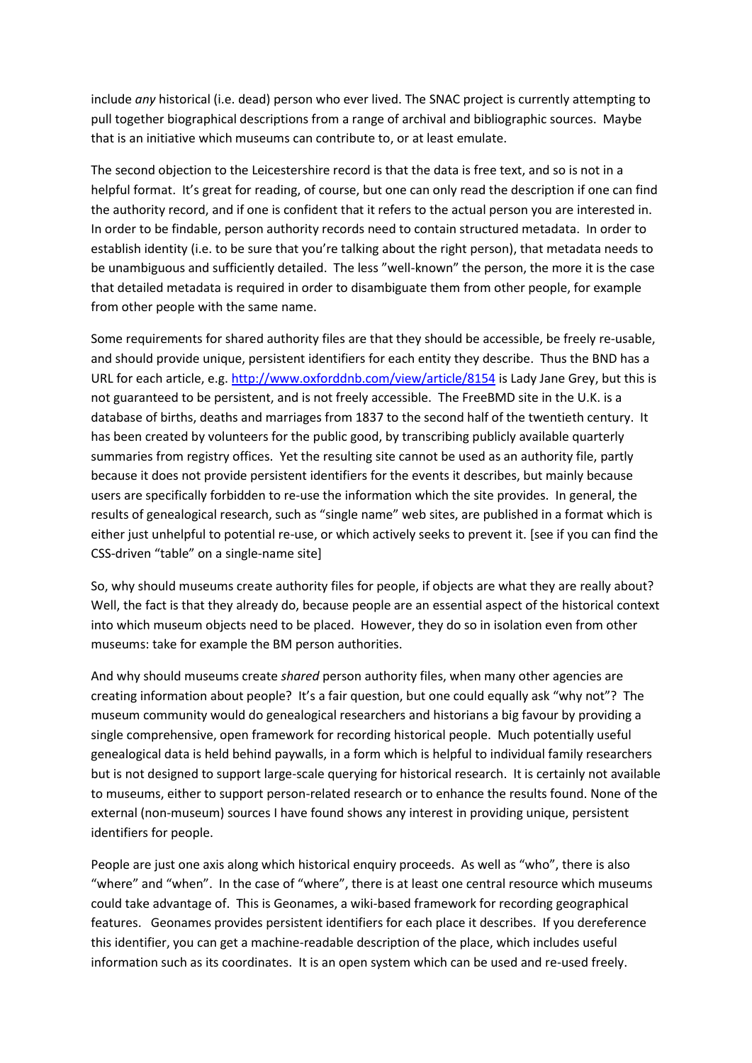include *any* historical (i.e. dead) person who ever lived. The SNAC project is currently attempting to pull together biographical descriptions from a range of archival and bibliographic sources. Maybe that is an initiative which museums can contribute to, or at least emulate.

The second objection to the Leicestershire record is that the data is free text, and so is not in a helpful format. It's great for reading, of course, but one can only read the description if one can find the authority record, and if one is confident that it refers to the actual person you are interested in. In order to be findable, person authority records need to contain structured metadata. In order to establish identity (i.e. to be sure that you're talking about the right person), that metadata needs to be unambiguous and sufficiently detailed. The less "well-known" the person, the more it is the case that detailed metadata is required in order to disambiguate them from other people, for example from other people with the same name.

Some requirements for shared authority files are that they should be accessible, be freely re-usable, and should provide unique, persistent identifiers for each entity they describe. Thus the BND has a URL for each article, e.g. [http://www.oxforddnb.com/view/article/8154](http://www.oxforddnb.com/view/article/8154) is Lady Jane Grey, but this is not guaranteed to be persistent, and is not freely accessible. The FreeBMD site in the U.K. is a database of births, deaths and marriages from 1837 to the second half of the twentieth century. It has been created by volunteers for the public good, by transcribing publicly available quarterly summaries from registry offices. Yet the resulting site cannot be used as an authority file, partly because it does not provide persistent identifiers for the events it describes, but mainly because users are specifically forbidden to re-use the information which the site provides. In general, the results of genealogical research, such as "single name" web sites, are published in a format which is either just unhelpful to potential re-use, or which actively seeks to prevent it. [see if you can find the CSS-driven "table" on a single-name site]

So, why should museums create authority files for people, if objects are what they are really about? Well, the fact is that they already do, because people are an essential aspect of the historical context into which museum objects need to be placed. However, they do so in isolation even from other museums: take for example the BM person authorities.

And why should museums create *shared* person authority files, when many other agencies are creating information about people? It's a fair question, but one could equally ask "why not"? The museum community would do genealogical researchers and historians a big favour by providing a single comprehensive, open framework for recording historical people. Much potentially useful genealogical data is held behind paywalls, in a form which is helpful to individual family researchers but is not designed to support large-scale querying for historical research. It is certainly not available to museums, either to support person-related research or to enhance the results found. None of the external (non-museum) sources I have found shows any interest in providing unique, persistent identifiers for people.

People are just one axis along which historical enquiry proceeds. As well as "who", there is also "where" and "when". In the case of "where", there is at least one central resource which museums could take advantage of. This is Geonames, a wiki-based framework for recording geographical features. Geonames provides persistent identifiers for each place it describes. If you dereference this identifier, you can get a machine-readable description of the place, which includes useful information such as its coordinates. It is an open system which can be used and re-used freely.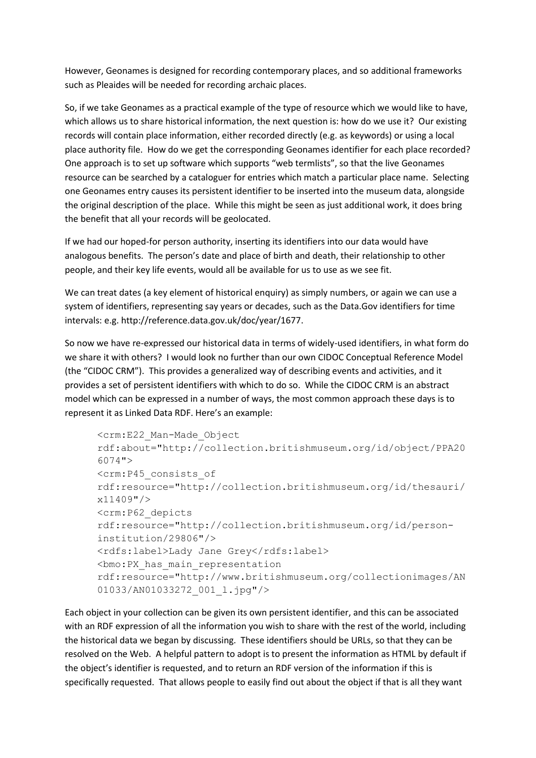However, Geonames is designed for recording contemporary places, and so additional frameworks such as Pleaides will be needed for recording archaic places.

So, if we take Geonames as a practical example of the type of resource which we would like to have, which allows us to share historical information, the next question is: how do we use it? Our existing records will contain place information, either recorded directly (e.g. as keywords) or using a local place authority file. How do we get the corresponding Geonames identifier for each place recorded? One approach is to set up software which supports "web termlists", so that the live Geonames resource can be searched by a cataloguer for entries which match a particular place name. Selecting one Geonames entry causes its persistent identifier to be inserted into the museum data, alongside the original description of the place. While this might be seen as just additional work, it does bring the benefit that all your records will be geolocated.

If we had our hoped-for person authority, inserting its identifiers into our data would have analogous benefits. The person's date and place of birth and death, their relationship to other people, and their key life events, would all be available for us to use as we see fit.

We can treat dates (a key element of historical enquiry) as simply numbers, or again we can use a system of identifiers, representing say years or decades, such as the Data.Gov identifiers for time intervals: e.g. http://reference.data.gov.uk/doc/year/1677.

So now we have re-expressed our historical data in terms of widely-used identifiers, in what form do we share it with others? I would look no further than our own CIDOC Conceptual Reference Model (the "CIDOC CRM"). This provides a generalized way of describing events and activities, and it provides a set of persistent identifiers with which to do so. While the CIDOC CRM is an abstract model which can be expressed in a number of ways, the most common approach these days is to represent it as Linked Data RDF. Here's an example:

```
<crm:E22_Man-Made_Object
rdf:about="http://collection.britishmuseum.org/id/object/PPA20
6074">
<crm:P45_consists_of
rdf:resource="http://collection.britishmuseum.org/id/thesauri/
x11409"/>
<crm:P62_depicts
rdf:resource="http://collection.britishmuseum.org/id/person-
institution/29806"/>
<rdfs:label>Lady Jane Grey</rdfs:label>
<bmo:PX_has_main_representation
rdf:resource="http://www.britishmuseum.org/collectionimages/AN
01033/AN01033272_001_l.jpg"/>
```

Each object in your collection can be given its own persistent identifier, and this can be associated with an RDF expression of all the information you wish to share with the rest of the world, including the historical data we began by discussing. These identifiers should be URLs, so that they can be resolved on the Web. A helpful pattern to adopt is to present the information as HTML by default if the object's identifier is requested, and to return an RDF version of the information if this is specifically requested. That allows people to easily find out about the object if that is all they want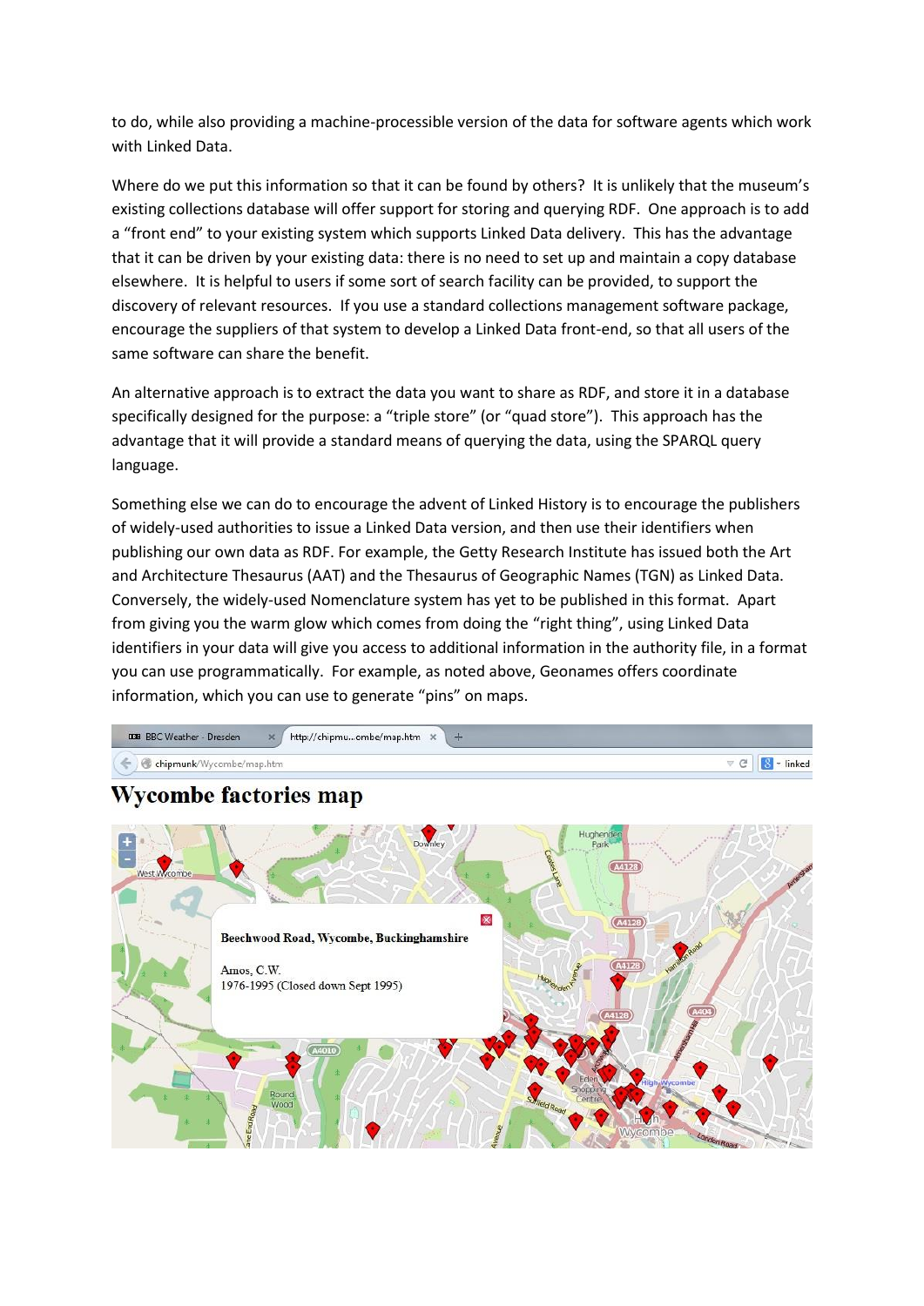to do, while also providing a machine-processible version of the data for software agents which work with Linked Data.

Where do we put this information so that it can be found by others? It is unlikely that the museum's existing collections database will offer support for storing and querying RDF. One approach is to add a "front end" to your existing system which supports Linked Data delivery. This has the advantage that it can be driven by your existing data: there is no need to set up and maintain a copy database elsewhere. It is helpful to users if some sort of search facility can be provided, to support the discovery of relevant resources. If you use a standard collections management software package, encourage the suppliers of that system to develop a Linked Data front-end, so that all users of the same software can share the benefit.

An alternative approach is to extract the data you want to share as RDF, and store it in a database specifically designed for the purpose: a "triple store" (or "quad store"). This approach has the advantage that it will provide a standard means of querying the data, using the SPARQL query language.

Something else we can do to encourage the advent of Linked History is to encourage the publishers of widely-used authorities to issue a Linked Data version, and then use their identifiers when publishing our own data as RDF. For example, the Getty Research Institute has issued both the Art and Architecture Thesaurus (AAT) and the Thesaurus of Geographic Names (TGN) as Linked Data. Conversely, the widely-used Nomenclature system has yet to be published in this format. Apart from giving you the warm glow which comes from doing the "right thing", using Linked Data identifiers in your data will give you access to additional information in the authority file, in a format you can use programmatically. For example, as noted above, Geonames offers coordinate information, which you can use to generate "pins" on maps.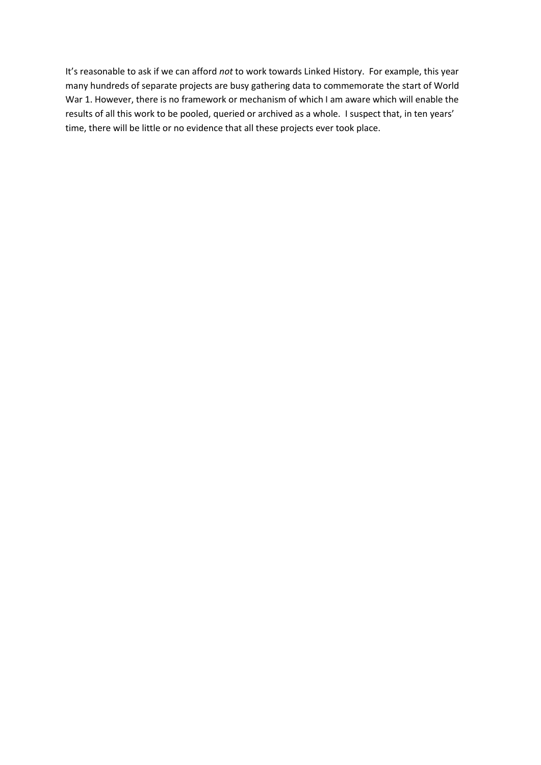It's reasonable to ask if we can afford *not* to work towards Linked History. For example, this year many hundreds of separate projects are busy gathering data to commemorate the start of World War 1. However, there is no framework or mechanism of which I am aware which will enable the results of all this work to be pooled, queried or archived as a whole. I suspect that, in ten years' time, there will be little or no evidence that all these projects ever took place.